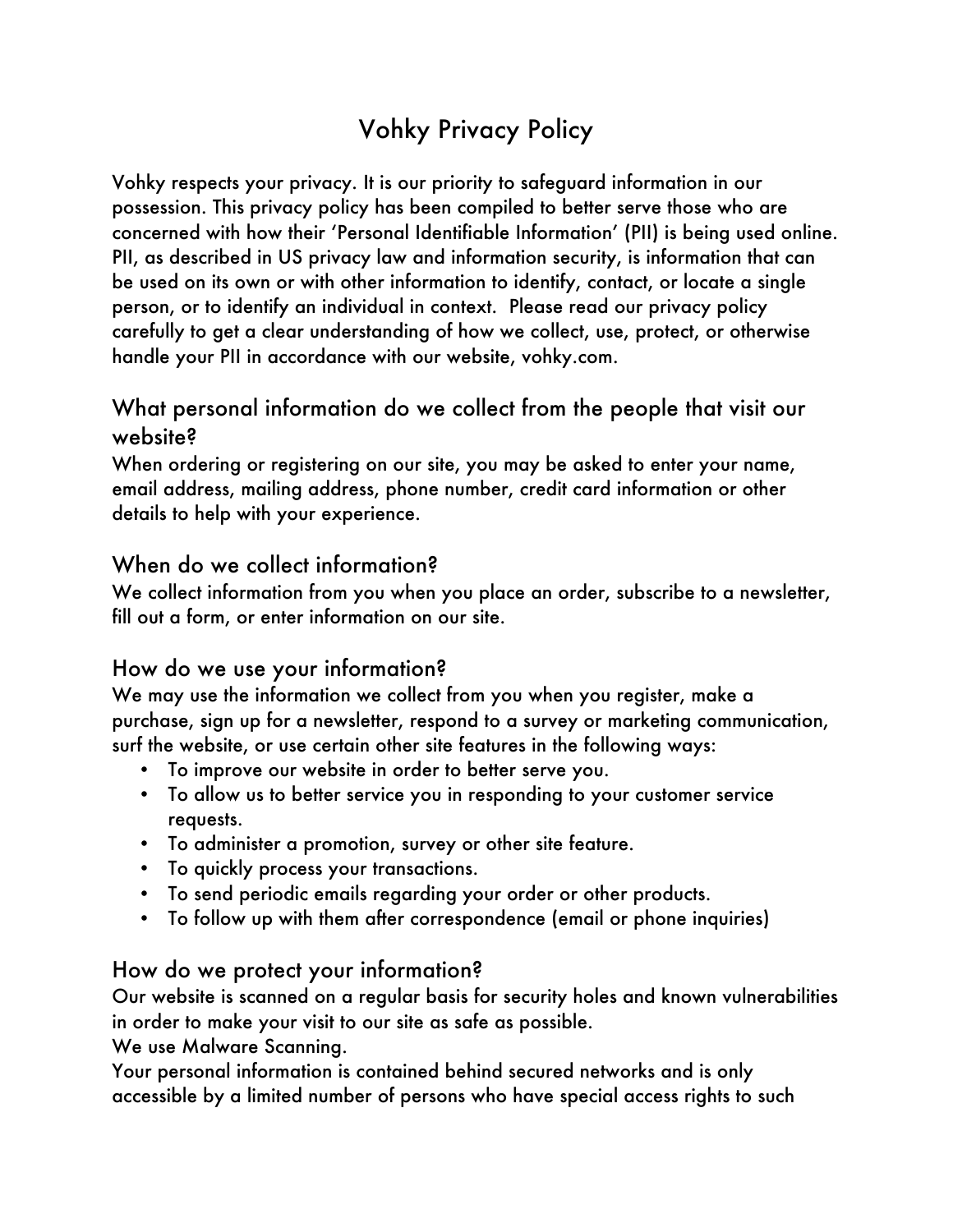# Vohky Privacy Policy

Vohky respects your privacy. It is our priority to safeguard information in our possession. This privacy policy has been compiled to better serve those who are concerned with how their 'Personal Identifiable Information' (PII) is being used online. PII, as described in US privacy law and information security, is information that can be used on its own or with other information to identify, contact, or locate a single person, or to identify an individual in context. Please read our privacy policy carefully to get a clear understanding of how we collect, use, protect, or otherwise handle your PII in accordance with our website, vohky.com.

## What personal information do we collect from the people that visit our website?

When ordering or registering on our site, you may be asked to enter your name, email address, mailing address, phone number, credit card information or other details to help with your experience.

## When do we collect information?

We collect information from you when you place an order, subscribe to a newsletter, fill out a form, or enter information on our site.

## How do we use your information?

We may use the information we collect from you when you register, make a purchase, sign up for a newsletter, respond to a survey or marketing communication, surf the website, or use certain other site features in the following ways:

- To improve our website in order to better serve you.
- To allow us to better service you in responding to your customer service requests.
- To administer a promotion, survey or other site feature.
- To quickly process your transactions.
- To send periodic emails regarding your order or other products.
- To follow up with them after correspondence (email or phone inquiries)

## How do we protect your information?

Our website is scanned on a regular basis for security holes and known vulnerabilities in order to make your visit to our site as safe as possible.

We use Malware Scanning.

Your personal information is contained behind secured networks and is only accessible by a limited number of persons who have special access rights to such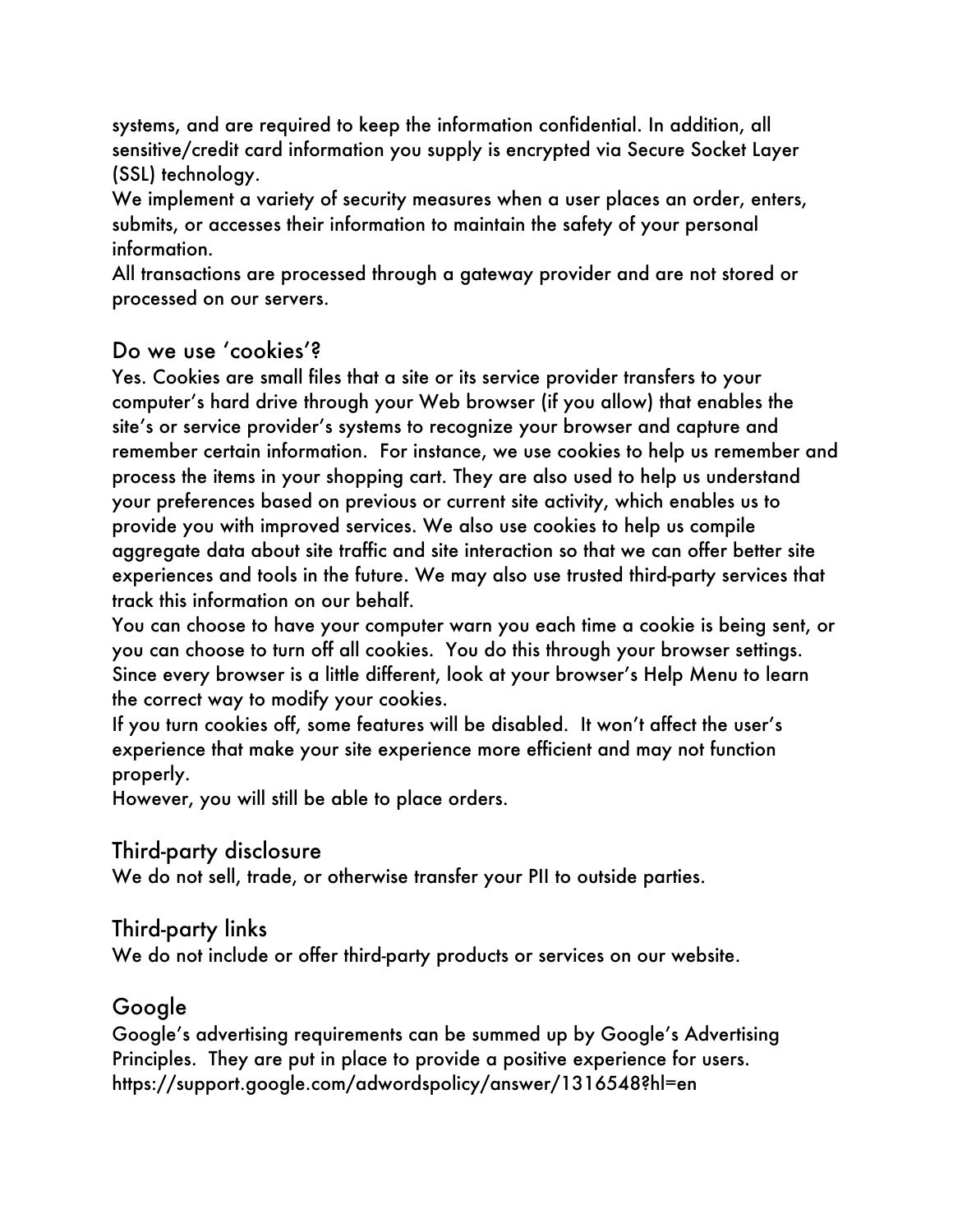systems, and are required to keep the information confidential. In addition, all sensitive/credit card information you supply is encrypted via Secure Socket Layer (SSL) technology.

We implement a variety of security measures when a user places an order, enters, submits, or accesses their information to maintain the safety of your personal information.

All transactions are processed through a gateway provider and are not stored or processed on our servers.

## Do we use 'cookies'?

Yes. Cookies are small files that a site or its service provider transfers to your computer's hard drive through your Web browser (if you allow) that enables the site's or service provider's systems to recognize your browser and capture and remember certain information.  For instance, we use cookies to help us remember and process the items in your shopping cart. They are also used to help us understand your preferences based on previous or current site activity, which enables us to provide you with improved services. We also use cookies to help us compile aggregate data about site traffic and site interaction so that we can offer better site experiences and tools in the future. We may also use trusted third-party services that track this information on our behalf.

You can choose to have your computer warn you each time a cookie is being sent, or you can choose to turn off all cookies.  You do this through your browser settings. Since every browser is a little different, look at your browser's Help Menu to learn the correct way to modify your cookies.

If you turn cookies off, some features will be disabled.  It won't affect the user's experience that make your site experience more efficient and may not function properly.

However, you will still be able to place orders.

## Third-party disclosure

We do not sell, trade, or otherwise transfer your PII to outside parties.

## Third-party links

We do not include or offer third-party products or services on our website.

## Google

Google's advertising requirements can be summed up by Google's Advertising Principles.  They are put in place to provide a positive experience for users. https://support.google.com/adwordspolicy/answer/1316548?hl=en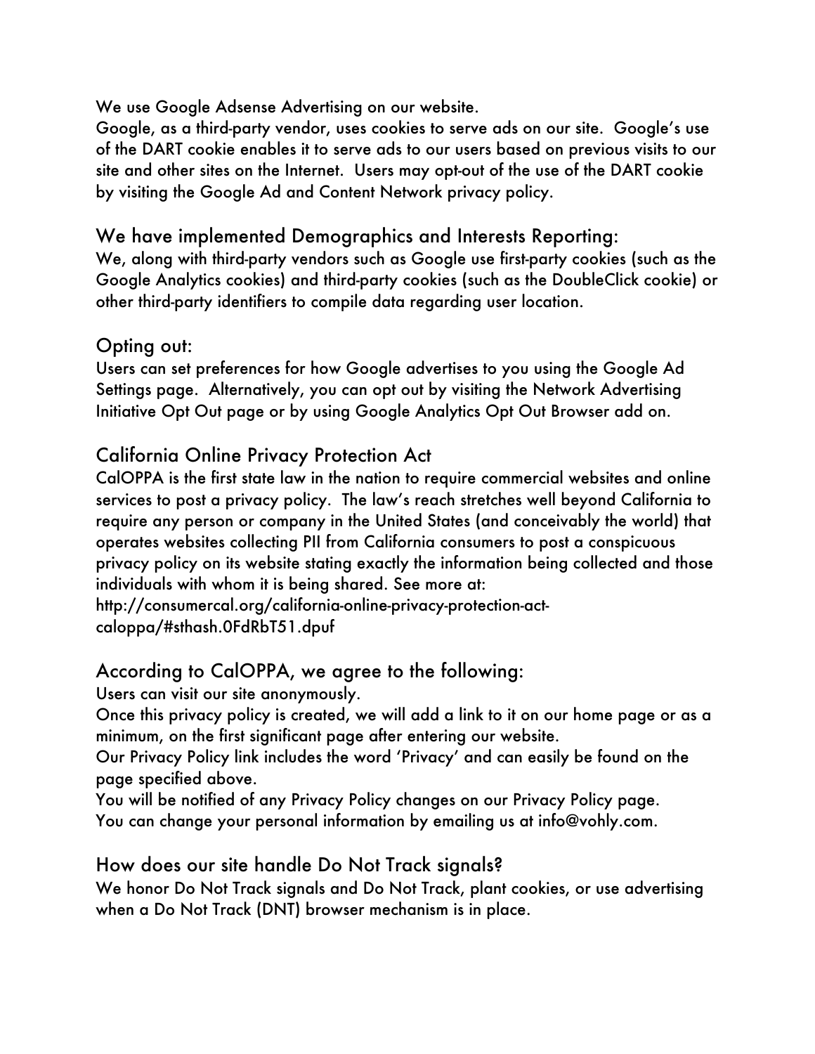We use Google Adsense Advertising on our website.
Google, as a third-party vendor, uses cookies to serve ads on our site. Google's use of the DART cookie enables it to serve ads to our users based on previous visits to our site and other sites on the Internet. Users may opt-out of the use of the DART cookie by visiting the Google Ad and Content Network privacy policy.

## We have implemented Demographics and Interests Reporting:

We, along with third-party vendors such as Google use first-party cookies (such as the Google Analytics cookies) and third-party cookies (such as the DoubleClick cookie) or other third-party identifiers to compile data regarding user location.

## Opting out:

Users can set preferences for how Google advertises to you using the Google Ad Settings page. Alternatively, you can opt out by visiting the Network Advertising Initiative Opt Out page or by using Google Analytics Opt Out Browser add on.

## California Online Privacy Protection Act

CalOPPA is the first state law in the nation to require commercial websites and online services to post a privacy policy. The law's reach stretches well beyond California to require any person or company in the United States (and conceivably the world) that operates websites collecting PII from California consumers to post a conspicuous privacy policy on its website stating exactly the information being collected and those individuals with whom it is being shared. See more at: http://consumercal.org/california-online-privacy-protection-act-caloppa/#sthash.0FdRbT51.dpuf

## According to CalOPPA, we agree to the following:

Users can visit our site anonymously.
Once this privacy policy is created, we will add a link to it on our home page or as a minimum, on the first significant page after entering our website.
Our Privacy Policy link includes the word 'Privacy' and can easily be found on the page specified above.
You will be notified of any Privacy Policy changes on our Privacy Policy page.
You can change your personal information by emailing us at info@vohly.com.

## How does our site handle Do Not Track signals?

We honor Do Not Track signals and Do Not Track, plant cookies, or use advertising when a Do Not Track (DNT) browser mechanism is in place.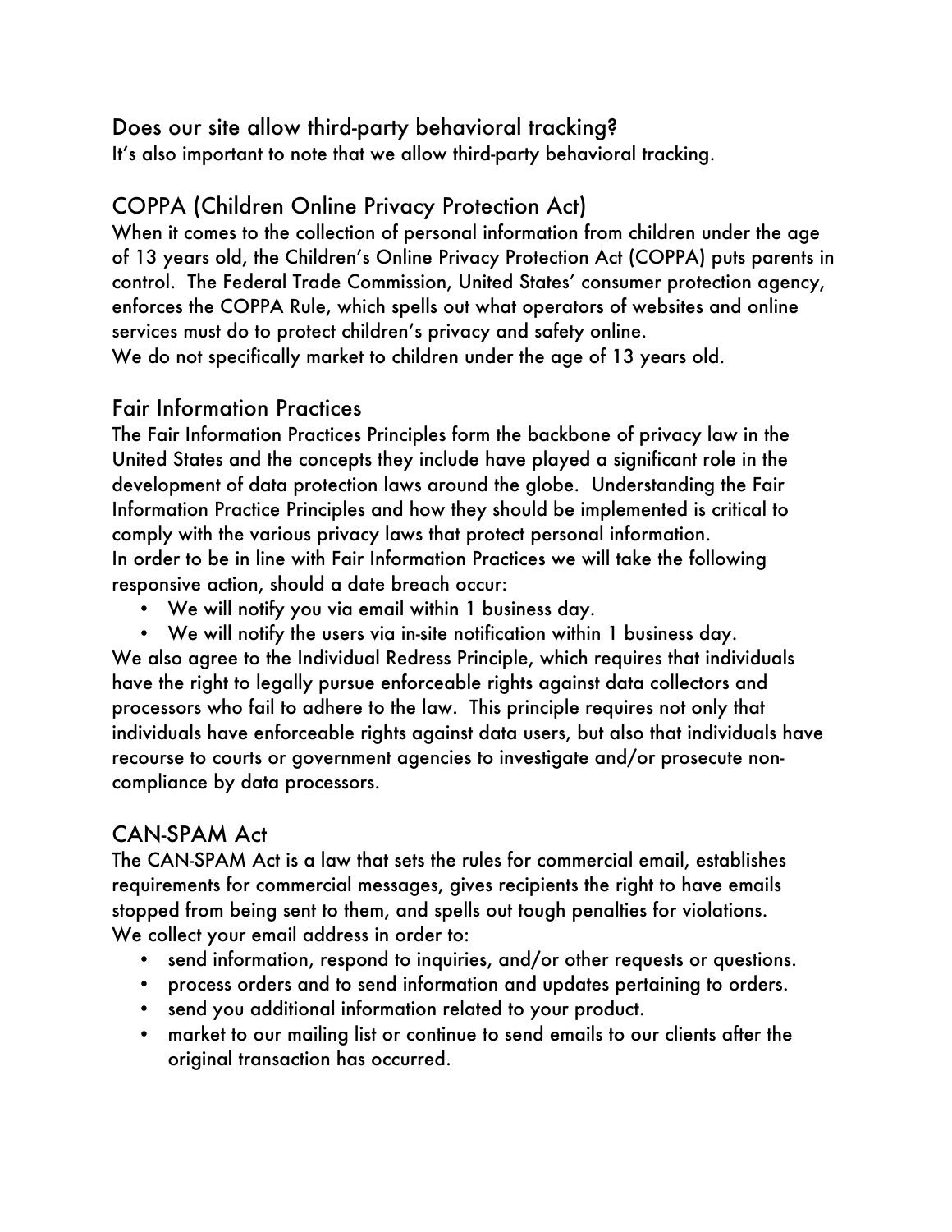## Does our site allow third-party behavioral tracking?

It's also important to note that we allow third-party behavioral tracking.

## COPPA (Children Online Privacy Protection Act)

When it comes to the collection of personal information from children under the age of 13 years old, the Children's Online Privacy Protection Act (COPPA) puts parents in control. The Federal Trade Commission, United States' consumer protection agency, enforces the COPPA Rule, which spells out what operators of websites and online services must do to protect children's privacy and safety online.
We do not specifically market to children under the age of 13 years old.

## Fair Information Practices

The Fair Information Practices Principles form the backbone of privacy law in the United States and the concepts they include have played a significant role in the development of data protection laws around the globe. Understanding the Fair Information Practice Principles and how they should be implemented is critical to comply with the various privacy laws that protect personal information.
In order to be in line with Fair Information Practices we will take the following responsive action, should a date breach occur:

- We will notify you via email within 1 business day.
- We will notify the users via in-site notification within 1 business day.

We also agree to the Individual Redress Principle, which requires that individuals have the right to legally pursue enforceable rights against data collectors and processors who fail to adhere to the law. This principle requires not only that individuals have enforceable rights against data users, but also that individuals have recourse to courts or government agencies to investigate and/or prosecute non-compliance by data processors.

## CAN-SPAM Act

The CAN-SPAM Act is a law that sets the rules for commercial email, establishes requirements for commercial messages, gives recipients the right to have emails stopped from being sent to them, and spells out tough penalties for violations.
We collect your email address in order to:

- send information, respond to inquiries, and/or other requests or questions.
- process orders and to send information and updates pertaining to orders.
- send you additional information related to your product.
- market to our mailing list or continue to send emails to our clients after the original transaction has occurred.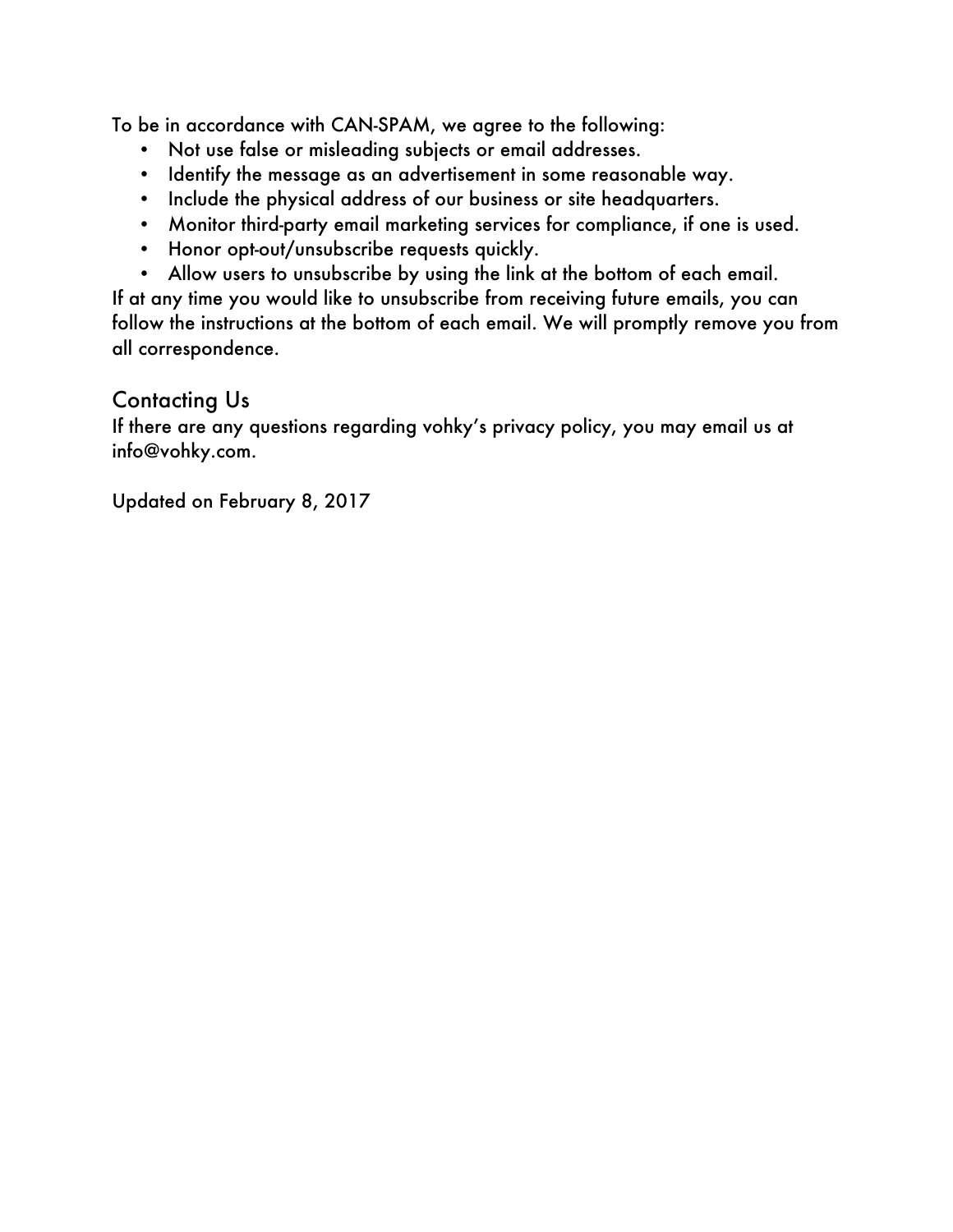To be in accordance with CAN-SPAM, we agree to the following:

- Not use false or misleading subjects or email addresses.
- Identify the message as an advertisement in some reasonable way.
- Include the physical address of our business or site headquarters.
- Monitor third-party email marketing services for compliance, if one is used.
- Honor opt-out/unsubscribe requests quickly.
- Allow users to unsubscribe by using the link at the bottom of each email.

If at any time you would like to unsubscribe from receiving future emails, you can follow the instructions at the bottom of each email. We will promptly remove you from all correspondence.

## Contacting Us

If there are any questions regarding vohky's privacy policy, you may email us at info@vohky.com.

Updated on February 8, 2017